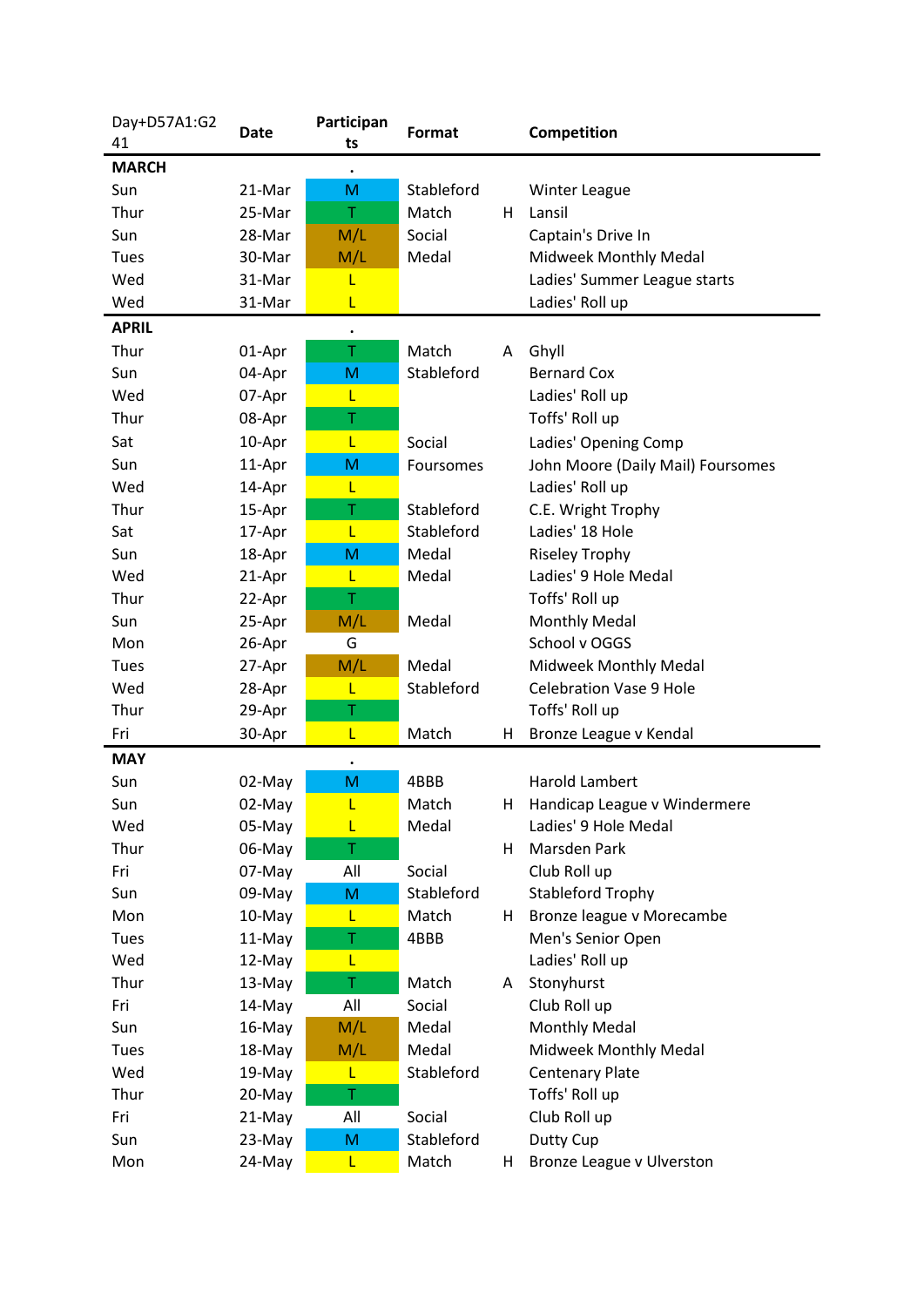| Day+D57A1:G241 | Date | Participants | Format | | Competition |
|---|---|---|---|---|---|
| **MARCH** | | . | | | |
| Sun | 21-Mar | M | Stableford | | Winter League |
| Thur | 25-Mar | T | Match | H | Lansil |
| Sun | 28-Mar | M/L | Social | | Captain's Drive In |
| Tues | 30-Mar | M/L | Medal | | Midweek Monthly Medal |
| Wed | 31-Mar | L | | | Ladies' Summer League starts |
| Wed | 31-Mar | L | | | Ladies' Roll up |
| **APRIL** | | . | | | |
| Thur | 01-Apr | T | Match | A | Ghyll |
| Sun | 04-Apr | M | Stableford | | Bernard Cox |
| Wed | 07-Apr | L | | | Ladies' Roll up |
| Thur | 08-Apr | T | | | Toffs' Roll up |
| Sat | 10-Apr | L | Social | | Ladies' Opening Comp |
| Sun | 11-Apr | M | Foursomes | | John Moore (Daily Mail) Foursomes |
| Wed | 14-Apr | L | | | Ladies' Roll up |
| Thur | 15-Apr | T | Stableford | | C.E. Wright Trophy |
| Sat | 17-Apr | L | Stableford | | Ladies' 18 Hole |
| Sun | 18-Apr | M | Medal | | Riseley Trophy |
| Wed | 21-Apr | L | Medal | | Ladies' 9 Hole Medal |
| Thur | 22-Apr | T | | | Toffs' Roll up |
| Sun | 25-Apr | M/L | Medal | | Monthly Medal |
| Mon | 26-Apr | G | | | School v OGGS |
| Tues | 27-Apr | M/L | Medal | | Midweek Monthly Medal |
| Wed | 28-Apr | L | Stableford | | Celebration Vase 9 Hole |
| Thur | 29-Apr | T | | | Toffs' Roll up |
| Fri | 30-Apr | L | Match | H | Bronze League v Kendal |
| **MAY** | | . | | | |
| Sun | 02-May | M | 4BBB | | Harold Lambert |
| Sun | 02-May | L | Match | H | Handicap League v Windermere |
| Wed | 05-May | L | Medal | | Ladies' 9 Hole Medal |
| Thur | 06-May | T | | H | Marsden Park |
| Fri | 07-May | All | Social | | Club Roll up |
| Sun | 09-May | M | Stableford | | Stableford Trophy |
| Mon | 10-May | L | Match | H | Bronze league v Morecambe |
| Tues | 11-May | T | 4BBB | | Men's Senior Open |
| Wed | 12-May | L | | | Ladies' Roll up |
| Thur | 13-May | T | Match | A | Stonyhurst |
| Fri | 14-May | All | Social | | Club Roll up |
| Sun | 16-May | M/L | Medal | | Monthly Medal |
| Tues | 18-May | M/L | Medal | | Midweek Monthly Medal |
| Wed | 19-May | L | Stableford | | Centenary Plate |
| Thur | 20-May | T | | | Toffs' Roll up |
| Fri | 21-May | All | Social | | Club Roll up |
| Sun | 23-May | M | Stableford | | Dutty Cup |
| Mon | 24-May | L | Match | H | Bronze League v Ulverston |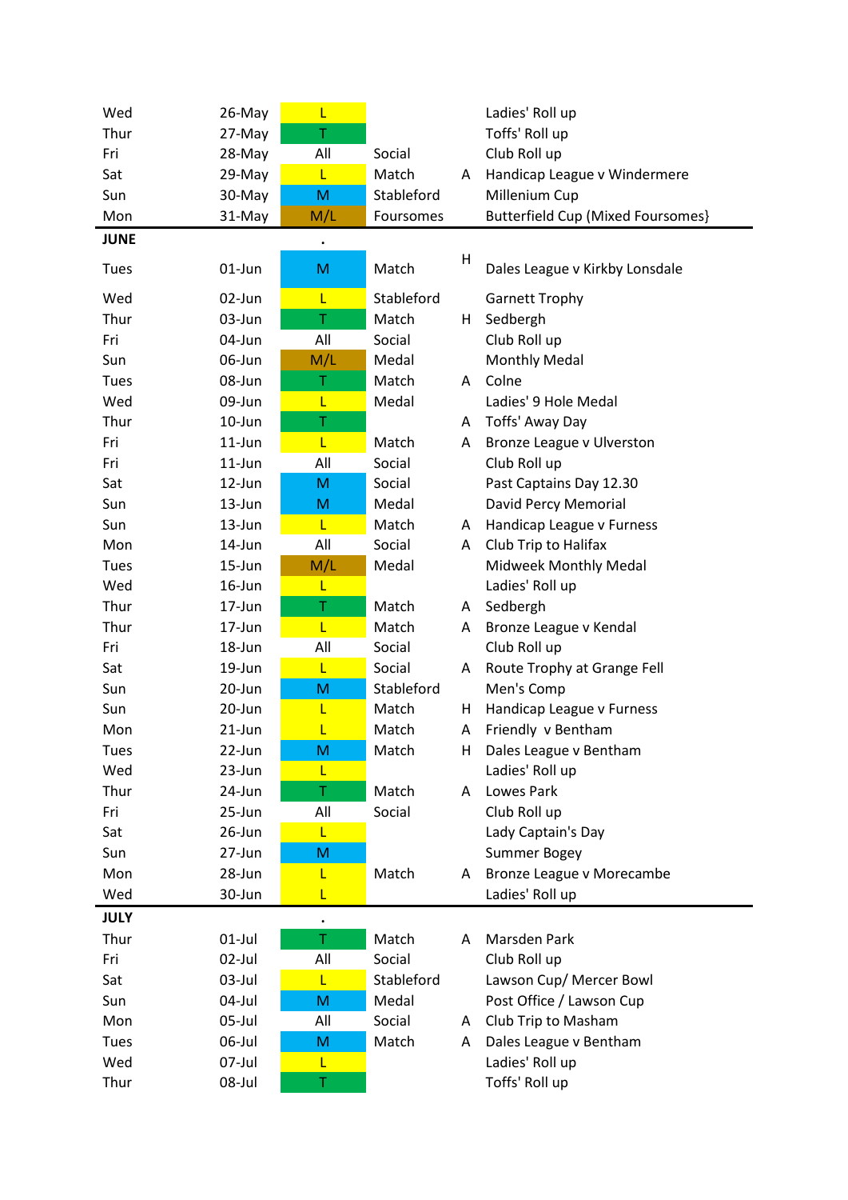| Day | Date | Group | Type | H/A | Event |
|---|---|---|---|---|---|
| Wed | 26-May | L | | | Ladies' Roll up |
| Thur | 27-May | T | | | Toffs' Roll up |
| Fri | 28-May | All | Social | | Club Roll up |
| Sat | 29-May | L | Match | A | Handicap League v Windermere |
| Sun | 30-May | M | Stableford | | Millenium Cup |
| Mon | 31-May | M/L | Foursomes | | Butterfield Cup (Mixed Foursomes} |
| **JUNE** | | . | | | |
| Tues | 01-Jun | M | Match | H | Dales League v Kirkby Lonsdale |
| Wed | 02-Jun | L | Stableford | | Garnett Trophy |
| Thur | 03-Jun | T | Match | H | Sedbergh |
| Fri | 04-Jun | All | Social | | Club Roll up |
| Sun | 06-Jun | M/L | Medal | | Monthly Medal |
| Tues | 08-Jun | T | Match | A | Colne |
| Wed | 09-Jun | L | Medal | | Ladies' 9 Hole Medal |
| Thur | 10-Jun | T | | A | Toffs' Away Day |
| Fri | 11-Jun | L | Match | A | Bronze League v Ulverston |
| Fri | 11-Jun | All | Social | | Club Roll up |
| Sat | 12-Jun | M | Social | | Past Captains Day 12.30 |
| Sun | 13-Jun | M | Medal | | David Percy Memorial |
| Sun | 13-Jun | L | Match | A | Handicap League v Furness |
| Mon | 14-Jun | All | Social | A | Club Trip to Halifax |
| Tues | 15-Jun | M/L | Medal | | Midweek Monthly Medal |
| Wed | 16-Jun | L | | | Ladies' Roll up |
| Thur | 17-Jun | T | Match | A | Sedbergh |
| Thur | 17-Jun | L | Match | A | Bronze League v Kendal |
| Fri | 18-Jun | All | Social | | Club Roll up |
| Sat | 19-Jun | L | Social | A | Route Trophy at Grange Fell |
| Sun | 20-Jun | M | Stableford | | Men's Comp |
| Sun | 20-Jun | L | Match | H | Handicap League v Furness |
| Mon | 21-Jun | L | Match | A | Friendly v Bentham |
| Tues | 22-Jun | M | Match | H | Dales League v Bentham |
| Wed | 23-Jun | L | | | Ladies' Roll up |
| Thur | 24-Jun | T | Match | A | Lowes Park |
| Fri | 25-Jun | All | Social | | Club Roll up |
| Sat | 26-Jun | L | | | Lady Captain's Day |
| Sun | 27-Jun | M | | | Summer Bogey |
| Mon | 28-Jun | L | Match | A | Bronze League v Morecambe |
| Wed | 30-Jun | L | | | Ladies' Roll up |
| **JULY** | | . | | | |
| Thur | 01-Jul | T | Match | A | Marsden Park |
| Fri | 02-Jul | All | Social | | Club Roll up |
| Sat | 03-Jul | L | Stableford | | Lawson Cup/ Mercer Bowl |
| Sun | 04-Jul | M | Medal | | Post Office / Lawson Cup |
| Mon | 05-Jul | All | Social | A | Club Trip to Masham |
| Tues | 06-Jul | M | Match | A | Dales League v Bentham |
| Wed | 07-Jul | L | | | Ladies' Roll up |
| Thur | 08-Jul | T | | | Toffs' Roll up |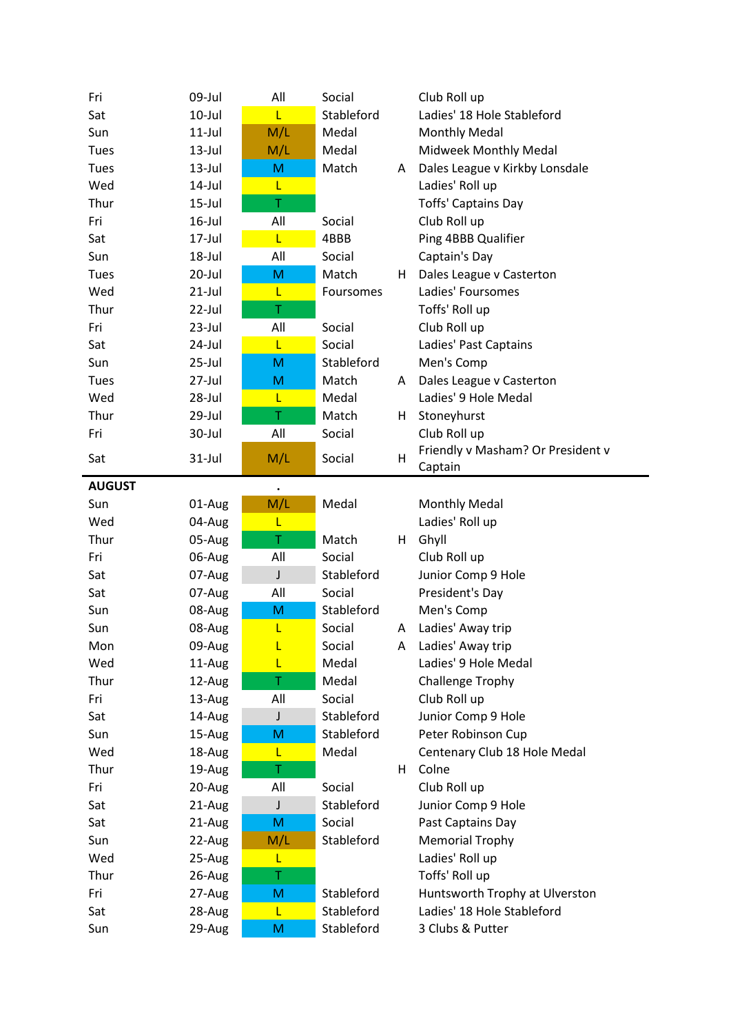| | | | | | |
|---|---|---|---|---|---|
| Fri | 09-Jul | All | Social | | Club Roll up |
| Sat | 10-Jul | L | Stableford | | Ladies' 18 Hole Stableford |
| Sun | 11-Jul | M/L | Medal | | Monthly Medal |
| Tues | 13-Jul | M/L | Medal | | Midweek Monthly Medal |
| Tues | 13-Jul | M | Match | A | Dales League v Kirkby Lonsdale |
| Wed | 14-Jul | L | | | Ladies' Roll up |
| Thur | 15-Jul | T | | | Toffs' Captains Day |
| Fri | 16-Jul | All | Social | | Club Roll up |
| Sat | 17-Jul | L | 4BBB | | Ping 4BBB Qualifier |
| Sun | 18-Jul | All | Social | | Captain's Day |
| Tues | 20-Jul | M | Match | H | Dales League v Casterton |
| Wed | 21-Jul | L | Foursomes | | Ladies' Foursomes |
| Thur | 22-Jul | T | | | Toffs' Roll up |
| Fri | 23-Jul | All | Social | | Club Roll up |
| Sat | 24-Jul | L | Social | | Ladies' Past Captains |
| Sun | 25-Jul | M | Stableford | | Men's Comp |
| Tues | 27-Jul | M | Match | A | Dales League v Casterton |
| Wed | 28-Jul | L | Medal | | Ladies' 9 Hole Medal |
| Thur | 29-Jul | T | Match | H | Stoneyhurst |
| Fri | 30-Jul | All | Social | | Club Roll up |
| Sat | 31-Jul | M/L | Social | H | Friendly v Masham? Or President v Captain |
| **AUGUST** | | . | | | |
| Sun | 01-Aug | M/L | Medal | | Monthly Medal |
| Wed | 04-Aug | L | | | Ladies' Roll up |
| Thur | 05-Aug | T | Match | H | Ghyll |
| Fri | 06-Aug | All | Social | | Club Roll up |
| Sat | 07-Aug | J | Stableford | | Junior Comp 9 Hole |
| Sat | 07-Aug | All | Social | | President's Day |
| Sun | 08-Aug | M | Stableford | | Men's Comp |
| Sun | 08-Aug | L | Social | A | Ladies' Away trip |
| Mon | 09-Aug | L | Social | A | Ladies' Away trip |
| Wed | 11-Aug | L | Medal | | Ladies' 9 Hole Medal |
| Thur | 12-Aug | T | Medal | | Challenge Trophy |
| Fri | 13-Aug | All | Social | | Club Roll up |
| Sat | 14-Aug | J | Stableford | | Junior Comp 9 Hole |
| Sun | 15-Aug | M | Stableford | | Peter Robinson Cup |
| Wed | 18-Aug | L | Medal | | Centenary Club 18 Hole Medal |
| Thur | 19-Aug | T | | H | Colne |
| Fri | 20-Aug | All | Social | | Club Roll up |
| Sat | 21-Aug | J | Stableford | | Junior Comp 9 Hole |
| Sat | 21-Aug | M | Social | | Past Captains Day |
| Sun | 22-Aug | M/L | Stableford | | Memorial Trophy |
| Wed | 25-Aug | L | | | Ladies' Roll up |
| Thur | 26-Aug | T | | | Toffs' Roll up |
| Fri | 27-Aug | M | Stableford | | Huntsworth Trophy at Ulverston |
| Sat | 28-Aug | L | Stableford | | Ladies' 18 Hole Stableford |
| Sun | 29-Aug | M | Stableford | | 3 Clubs & Putter |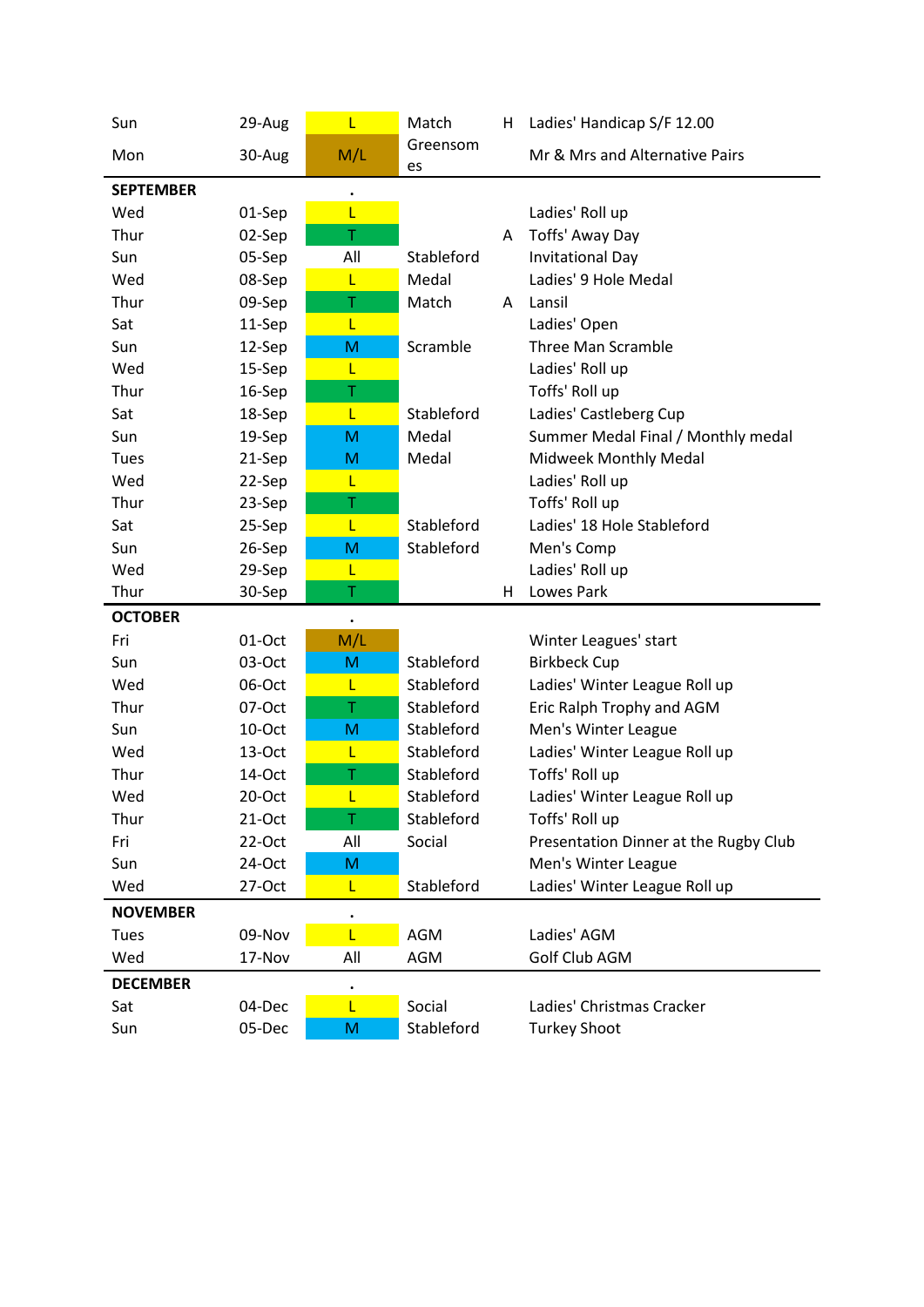| | | | | | |
|---|---|---|---|---|---|
| Sun | 29-Aug | L | Match | H | Ladies' Handicap S/F 12.00 |
| Mon | 30-Aug | M/L | Greensomes | | Mr & Mrs and Alternative Pairs |
| **SEPTEMBER** | | . | | | |
| Wed | 01-Sep | L | | | Ladies' Roll up |
| Thur | 02-Sep | T | | A | Toffs' Away Day |
| Sun | 05-Sep | All | Stableford | | Invitational Day |
| Wed | 08-Sep | L | Medal | | Ladies' 9 Hole Medal |
| Thur | 09-Sep | T | Match | A | Lansil |
| Sat | 11-Sep | L | | | Ladies' Open |
| Sun | 12-Sep | M | Scramble | | Three Man Scramble |
| Wed | 15-Sep | L | | | Ladies' Roll up |
| Thur | 16-Sep | T | | | Toffs' Roll up |
| Sat | 18-Sep | L | Stableford | | Ladies' Castleberg Cup |
| Sun | 19-Sep | M | Medal | | Summer Medal Final / Monthly medal |
| Tues | 21-Sep | M | Medal | | Midweek Monthly Medal |
| Wed | 22-Sep | L | | | Ladies' Roll up |
| Thur | 23-Sep | T | | | Toffs' Roll up |
| Sat | 25-Sep | L | Stableford | | Ladies' 18 Hole Stableford |
| Sun | 26-Sep | M | Stableford | | Men's Comp |
| Wed | 29-Sep | L | | | Ladies' Roll up |
| Thur | 30-Sep | T | | H | Lowes Park |
| **OCTOBER** | | . | | | |
| Fri | 01-Oct | M/L | | | Winter Leagues' start |
| Sun | 03-Oct | M | Stableford | | Birkbeck Cup |
| Wed | 06-Oct | L | Stableford | | Ladies' Winter League Roll up |
| Thur | 07-Oct | T | Stableford | | Eric Ralph Trophy and AGM |
| Sun | 10-Oct | M | Stableford | | Men's Winter League |
| Wed | 13-Oct | L | Stableford | | Ladies' Winter League Roll up |
| Thur | 14-Oct | T | Stableford | | Toffs' Roll up |
| Wed | 20-Oct | L | Stableford | | Ladies' Winter League Roll up |
| Thur | 21-Oct | T | Stableford | | Toffs' Roll up |
| Fri | 22-Oct | All | Social | | Presentation Dinner at the Rugby Club |
| Sun | 24-Oct | M | | | Men's Winter League |
| Wed | 27-Oct | L | Stableford | | Ladies' Winter League Roll up |
| **NOVEMBER** | | . | | | |
| Tues | 09-Nov | L | AGM | | Ladies' AGM |
| Wed | 17-Nov | All | AGM | | Golf Club AGM |
| **DECEMBER** | | . | | | |
| Sat | 04-Dec | L | Social | | Ladies' Christmas Cracker |
| Sun | 05-Dec | M | Stableford | | Turkey Shoot |